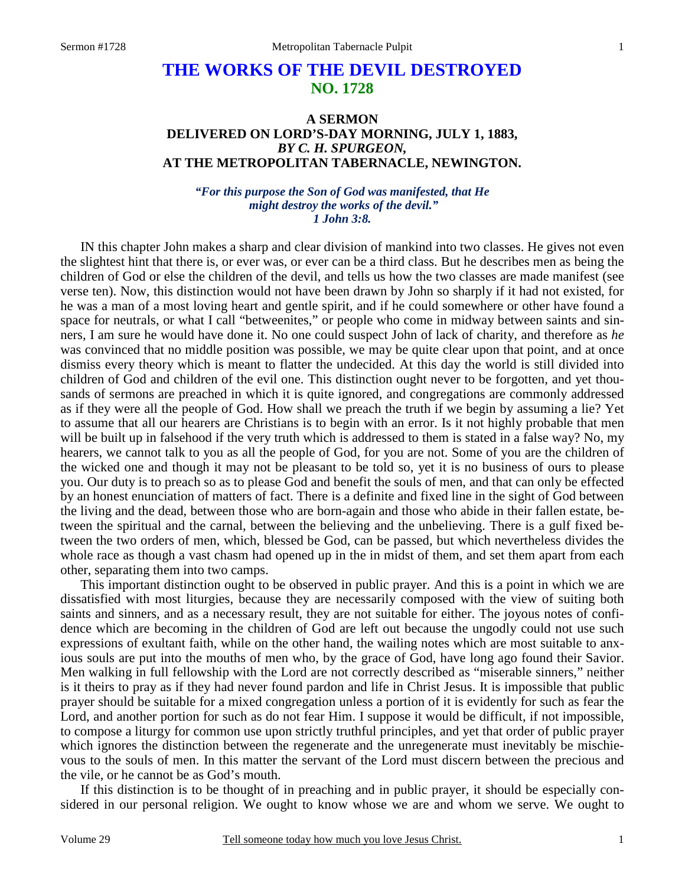# THE WORKS OF THE DEVIL DESTROYED
## NO. 1728

### A SERMON
### DELIVERED ON LORD'S-DAY MORNING, JULY 1, 1883,
### *BY C. H. SPURGEON,*
### AT THE METROPOLITAN TABERNACLE, NEWINGTON.

*"For this purpose the Son of God was manifested, that He might destroy the works of the devil."*
*1 John 3:8.*

IN this chapter John makes a sharp and clear division of mankind into two classes. He gives not even the slightest hint that there is, or ever was, or ever can be a third class. But he describes men as being the children of God or else the children of the devil, and tells us how the two classes are made manifest (see verse ten). Now, this distinction would not have been drawn by John so sharply if it had not existed, for he was a man of a most loving heart and gentle spirit, and if he could somewhere or other have found a space for neutrals, or what I call "betweenites," or people who come in midway between saints and sinners, I am sure he would have done it. No one could suspect John of lack of charity, and therefore as *he* was convinced that no middle position was possible, we may be quite clear upon that point, and at once dismiss every theory which is meant to flatter the undecided. At this day the world is still divided into children of God and children of the evil one. This distinction ought never to be forgotten, and yet thousands of sermons are preached in which it is quite ignored, and congregations are commonly addressed as if they were all the people of God. How shall we preach the truth if we begin by assuming a lie? Yet to assume that all our hearers are Christians is to begin with an error. Is it not highly probable that men will be built up in falsehood if the very truth which is addressed to them is stated in a false way? No, my hearers, we cannot talk to you as all the people of God, for you are not. Some of you are the children of the wicked one and though it may not be pleasant to be told so, yet it is no business of ours to please you. Our duty is to preach so as to please God and benefit the souls of men, and that can only be effected by an honest enunciation of matters of fact. There is a definite and fixed line in the sight of God between the living and the dead, between those who are born-again and those who abide in their fallen estate, between the spiritual and the carnal, between the believing and the unbelieving. There is a gulf fixed between the two orders of men, which, blessed be God, can be passed, but which nevertheless divides the whole race as though a vast chasm had opened up in the in midst of them, and set them apart from each other, separating them into two camps.

This important distinction ought to be observed in public prayer. And this is a point in which we are dissatisfied with most liturgies, because they are necessarily composed with the view of suiting both saints and sinners, and as a necessary result, they are not suitable for either. The joyous notes of confidence which are becoming in the children of God are left out because the ungodly could not use such expressions of exultant faith, while on the other hand, the wailing notes which are most suitable to anxious souls are put into the mouths of men who, by the grace of God, have long ago found their Savior. Men walking in full fellowship with the Lord are not correctly described as "miserable sinners," neither is it theirs to pray as if they had never found pardon and life in Christ Jesus. It is impossible that public prayer should be suitable for a mixed congregation unless a portion of it is evidently for such as fear the Lord, and another portion for such as do not fear Him. I suppose it would be difficult, if not impossible, to compose a liturgy for common use upon strictly truthful principles, and yet that order of public prayer which ignores the distinction between the regenerate and the unregenerate must inevitably be mischievous to the souls of men. In this matter the servant of the Lord must discern between the precious and the vile, or he cannot be as God's mouth.

If this distinction is to be thought of in preaching and in public prayer, it should be especially considered in our personal religion. We ought to know whose we are and whom we serve. We ought to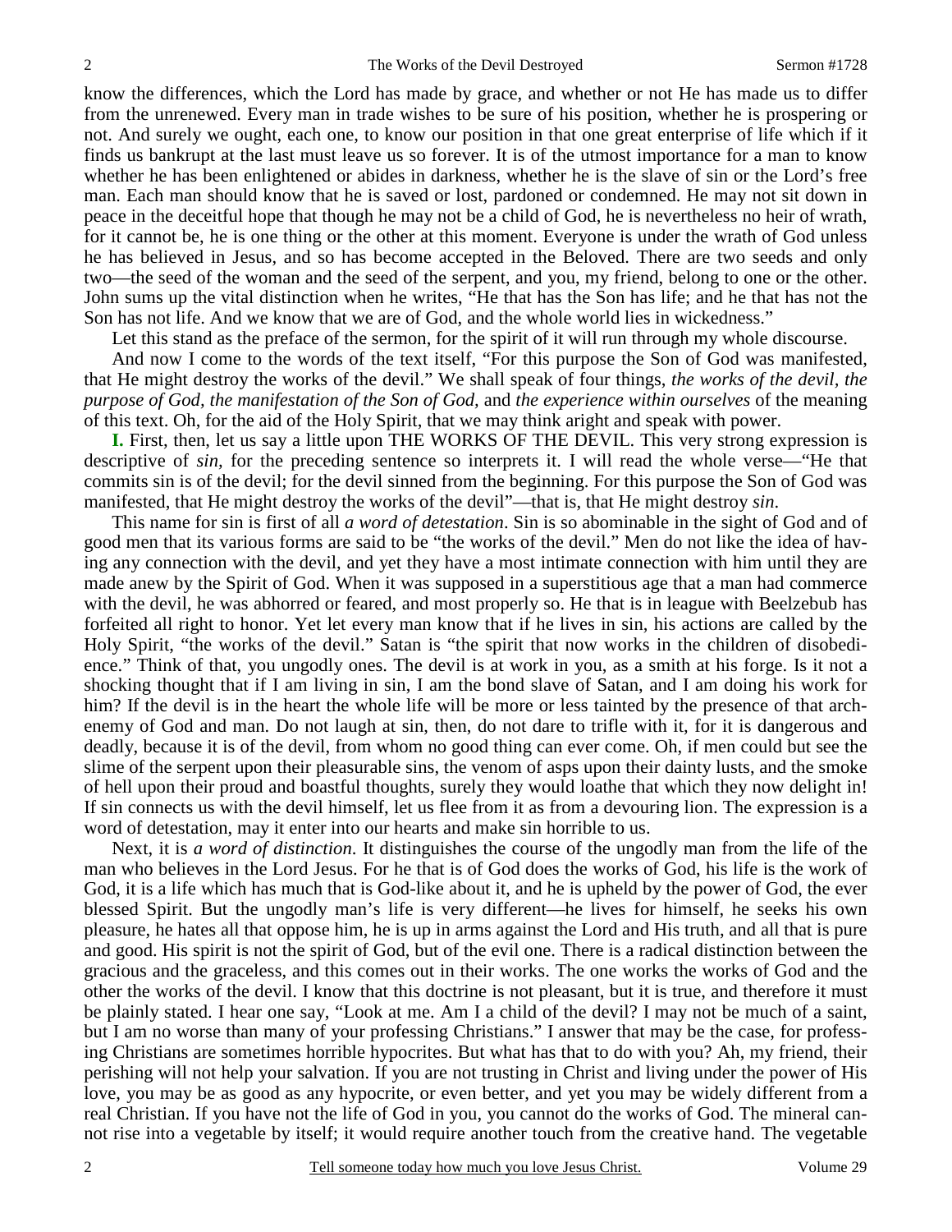know the differences, which the Lord has made by grace, and whether or not He has made us to differ from the unrenewed. Every man in trade wishes to be sure of his position, whether he is prospering or not. And surely we ought, each one, to know our position in that one great enterprise of life which if it finds us bankrupt at the last must leave us so forever. It is of the utmost importance for a man to know whether he has been enlightened or abides in darkness, whether he is the slave of sin or the Lord's free man. Each man should know that he is saved or lost, pardoned or condemned. He may not sit down in peace in the deceitful hope that though he may not be a child of God, he is nevertheless no heir of wrath, for it cannot be, he is one thing or the other at this moment. Everyone is under the wrath of God unless he has believed in Jesus, and so has become accepted in the Beloved. There are two seeds and only two—the seed of the woman and the seed of the serpent, and you, my friend, belong to one or the other. John sums up the vital distinction when he writes, "He that has the Son has life; and he that has not the Son has not life. And we know that we are of God, and the whole world lies in wickedness."

Let this stand as the preface of the sermon, for the spirit of it will run through my whole discourse.

And now I come to the words of the text itself, "For this purpose the Son of God was manifested, that He might destroy the works of the devil." We shall speak of four things, *the works of the devil*, *the purpose of God*, *the manifestation of the Son of God*, and *the experience within ourselves* of the meaning of this text. Oh, for the aid of the Holy Spirit, that we may think aright and speak with power.

**I.** First, then, let us say a little upon THE WORKS OF THE DEVIL. This very strong expression is descriptive of *sin*, for the preceding sentence so interprets it. I will read the whole verse—"He that commits sin is of the devil; for the devil sinned from the beginning. For this purpose the Son of God was manifested, that He might destroy the works of the devil"—that is, that He might destroy *sin*.

This name for sin is first of all *a word of detestation*. Sin is so abominable in the sight of God and of good men that its various forms are said to be "the works of the devil." Men do not like the idea of having any connection with the devil, and yet they have a most intimate connection with him until they are made anew by the Spirit of God. When it was supposed in a superstitious age that a man had commerce with the devil, he was abhorred or feared, and most properly so. He that is in league with Beelzebub has forfeited all right to honor. Yet let every man know that if he lives in sin, his actions are called by the Holy Spirit, "the works of the devil." Satan is "the spirit that now works in the children of disobedience." Think of that, you ungodly ones. The devil is at work in you, as a smith at his forge. Is it not a shocking thought that if I am living in sin, I am the bond slave of Satan, and I am doing his work for him? If the devil is in the heart the whole life will be more or less tainted by the presence of that arch-enemy of God and man. Do not laugh at sin, then, do not dare to trifle with it, for it is dangerous and deadly, because it is of the devil, from whom no good thing can ever come. Oh, if men could but see the slime of the serpent upon their pleasurable sins, the venom of asps upon their dainty lusts, and the smoke of hell upon their proud and boastful thoughts, surely they would loathe that which they now delight in! If sin connects us with the devil himself, let us flee from it as from a devouring lion. The expression is a word of detestation, may it enter into our hearts and make sin horrible to us.

Next, it is *a word of distinction*. It distinguishes the course of the ungodly man from the life of the man who believes in the Lord Jesus. For he that is of God does the works of God, his life is the work of God, it is a life which has much that is God-like about it, and he is upheld by the power of God, the ever blessed Spirit. But the ungodly man's life is very different—he lives for himself, he seeks his own pleasure, he hates all that oppose him, he is up in arms against the Lord and His truth, and all that is pure and good. His spirit is not the spirit of God, but of the evil one. There is a radical distinction between the gracious and the graceless, and this comes out in their works. The one works the works of God and the other the works of the devil. I know that this doctrine is not pleasant, but it is true, and therefore it must be plainly stated. I hear one say, "Look at me. Am I a child of the devil? I may not be much of a saint, but I am no worse than many of your professing Christians." I answer that may be the case, for professing Christians are sometimes horrible hypocrites. But what has that to do with you? Ah, my friend, their perishing will not help your salvation. If you are not trusting in Christ and living under the power of His love, you may be as good as any hypocrite, or even better, and yet you may be widely different from a real Christian. If you have not the life of God in you, you cannot do the works of God. The mineral cannot rise into a vegetable by itself; it would require another touch from the creative hand. The vegetable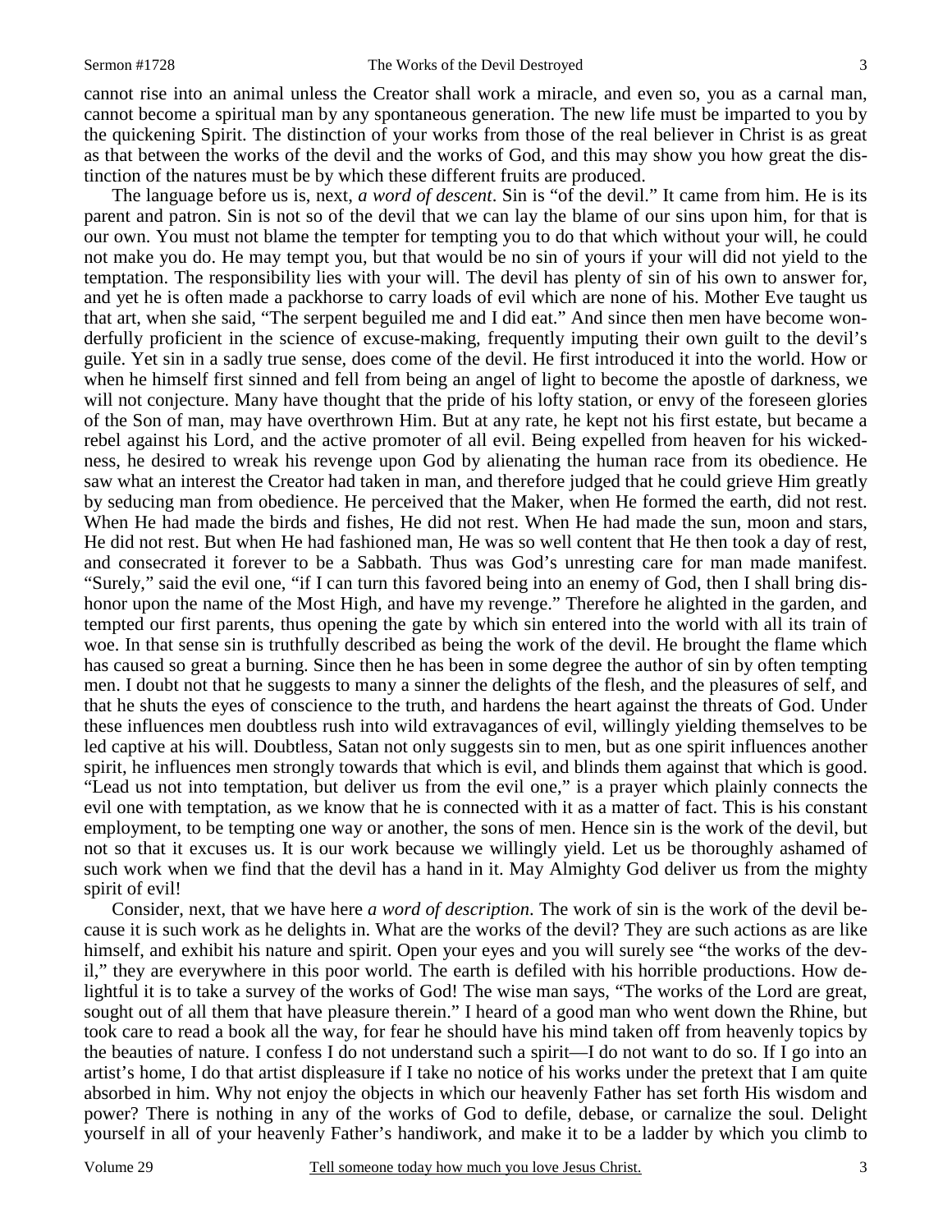cannot rise into an animal unless the Creator shall work a miracle, and even so, you as a carnal man, cannot become a spiritual man by any spontaneous generation. The new life must be imparted to you by the quickening Spirit. The distinction of your works from those of the real believer in Christ is as great as that between the works of the devil and the works of God, and this may show you how great the distinction of the natures must be by which these different fruits are produced.

The language before us is, next, *a word of descent*. Sin is "of the devil." It came from him. He is its parent and patron. Sin is not so of the devil that we can lay the blame of our sins upon him, for that is our own. You must not blame the tempter for tempting you to do that which without your will, he could not make you do. He may tempt you, but that would be no sin of yours if your will did not yield to the temptation. The responsibility lies with your will. The devil has plenty of sin of his own to answer for, and yet he is often made a packhorse to carry loads of evil which are none of his. Mother Eve taught us that art, when she said, "The serpent beguiled me and I did eat." And since then men have become wonderfully proficient in the science of excuse-making, frequently imputing their own guilt to the devil's guile. Yet sin in a sadly true sense, does come of the devil. He first introduced it into the world. How or when he himself first sinned and fell from being an angel of light to become the apostle of darkness, we will not conjecture. Many have thought that the pride of his lofty station, or envy of the foreseen glories of the Son of man, may have overthrown Him. But at any rate, he kept not his first estate, but became a rebel against his Lord, and the active promoter of all evil. Being expelled from heaven for his wickedness, he desired to wreak his revenge upon God by alienating the human race from its obedience. He saw what an interest the Creator had taken in man, and therefore judged that he could grieve Him greatly by seducing man from obedience. He perceived that the Maker, when He formed the earth, did not rest. When He had made the birds and fishes, He did not rest. When He had made the sun, moon and stars, He did not rest. But when He had fashioned man, He was so well content that He then took a day of rest, and consecrated it forever to be a Sabbath. Thus was God's unresting care for man made manifest. "Surely," said the evil one, "if I can turn this favored being into an enemy of God, then I shall bring dishonor upon the name of the Most High, and have my revenge." Therefore he alighted in the garden, and tempted our first parents, thus opening the gate by which sin entered into the world with all its train of woe. In that sense sin is truthfully described as being the work of the devil. He brought the flame which has caused so great a burning. Since then he has been in some degree the author of sin by often tempting men. I doubt not that he suggests to many a sinner the delights of the flesh, and the pleasures of self, and that he shuts the eyes of conscience to the truth, and hardens the heart against the threats of God. Under these influences men doubtless rush into wild extravagances of evil, willingly yielding themselves to be led captive at his will. Doubtless, Satan not only suggests sin to men, but as one spirit influences another spirit, he influences men strongly towards that which is evil, and blinds them against that which is good. "Lead us not into temptation, but deliver us from the evil one," is a prayer which plainly connects the evil one with temptation, as we know that he is connected with it as a matter of fact. This is his constant employment, to be tempting one way or another, the sons of men. Hence sin is the work of the devil, but not so that it excuses us. It is our work because we willingly yield. Let us be thoroughly ashamed of such work when we find that the devil has a hand in it. May Almighty God deliver us from the mighty spirit of evil!

Consider, next, that we have here *a word of description*. The work of sin is the work of the devil because it is such work as he delights in. What are the works of the devil? They are such actions as are like himself, and exhibit his nature and spirit. Open your eyes and you will surely see "the works of the devil," they are everywhere in this poor world. The earth is defiled with his horrible productions. How delightful it is to take a survey of the works of God! The wise man says, "The works of the Lord are great, sought out of all them that have pleasure therein." I heard of a good man who went down the Rhine, but took care to read a book all the way, for fear he should have his mind taken off from heavenly topics by the beauties of nature. I confess I do not understand such a spirit—I do not want to do so. If I go into an artist's home, I do that artist displeasure if I take no notice of his works under the pretext that I am quite absorbed in him. Why not enjoy the objects in which our heavenly Father has set forth His wisdom and power? There is nothing in any of the works of God to defile, debase, or carnalize the soul. Delight yourself in all of your heavenly Father's handiwork, and make it to be a ladder by which you climb to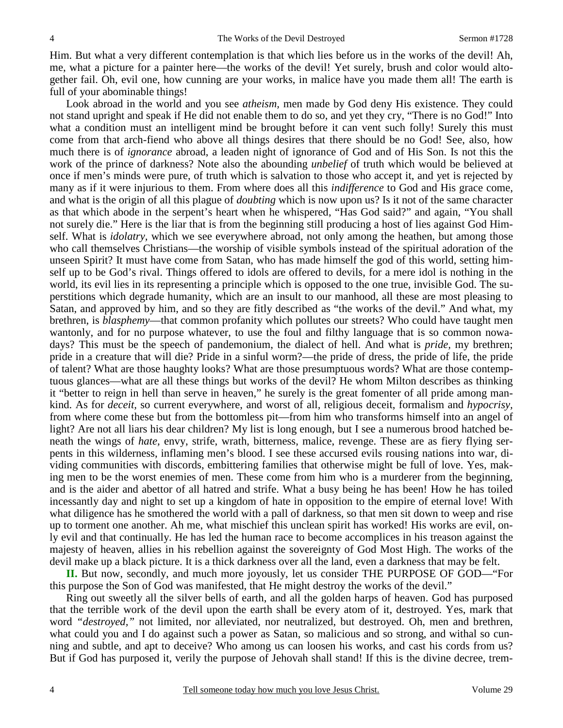Him. But what a very different contemplation is that which lies before us in the works of the devil! Ah, me, what a picture for a painter here—the works of the devil! Yet surely, brush and color would altogether fail. Oh, evil one, how cunning are your works, in malice have you made them all! The earth is full of your abominable things!

Look abroad in the world and you see *atheism,* men made by God deny His existence. They could not stand upright and speak if He did not enable them to do so, and yet they cry, "There is no God!" Into what a condition must an intelligent mind be brought before it can vent such folly! Surely this must come from that arch-fiend who above all things desires that there should be no God! See, also, how much there is of *ignorance* abroad, a leaden night of ignorance of God and of His Son. Is not this the work of the prince of darkness? Note also the abounding *unbelief* of truth which would be believed at once if men's minds were pure, of truth which is salvation to those who accept it, and yet is rejected by many as if it were injurious to them. From where does all this *indifference* to God and His grace come, and what is the origin of all this plague of *doubting* which is now upon us? Is it not of the same character as that which abode in the serpent's heart when he whispered, "Has God said?" and again, "You shall not surely die." Here is the liar that is from the beginning still producing a host of lies against God Himself. What is *idolatry,* which we see everywhere abroad, not only among the heathen, but among those who call themselves Christians—the worship of visible symbols instead of the spiritual adoration of the unseen Spirit? It must have come from Satan, who has made himself the god of this world, setting himself up to be God's rival. Things offered to idols are offered to devils, for a mere idol is nothing in the world, its evil lies in its representing a principle which is opposed to the one true, invisible God. The superstitions which degrade humanity, which are an insult to our manhood, all these are most pleasing to Satan, and approved by him, and so they are fitly described as "the works of the devil." And what, my brethren, is *blasphemy*—that common profanity which pollutes our streets? Who could have taught men wantonly, and for no purpose whatever, to use the foul and filthy language that is so common nowadays? This must be the speech of pandemonium, the dialect of hell. And what is *pride,* my brethren; pride in a creature that will die? Pride in a sinful worm?—the pride of dress, the pride of life, the pride of talent? What are those haughty looks? What are those presumptuous words? What are those contemptuous glances—what are all these things but works of the devil? He whom Milton describes as thinking it "better to reign in hell than serve in heaven," he surely is the great fomenter of all pride among mankind. As for *deceit,* so current everywhere, and worst of all, religious deceit, formalism and *hypocrisy,* from where come these but from the bottomless pit—from him who transforms himself into an angel of light? Are not all liars his dear children? My list is long enough, but I see a numerous brood hatched beneath the wings of *hate,* envy, strife, wrath, bitterness, malice, revenge. These are as fiery flying serpents in this wilderness, inflaming men's blood. I see these accursed evils rousing nations into war, dividing communities with discords, embittering families that otherwise might be full of love. Yes, making men to be the worst enemies of men. These come from him who is a murderer from the beginning, and is the aider and abettor of all hatred and strife. What a busy being he has been! How he has toiled incessantly day and night to set up a kingdom of hate in opposition to the empire of eternal love! With what diligence has he smothered the world with a pall of darkness, so that men sit down to weep and rise up to torment one another. Ah me, what mischief this unclean spirit has worked! His works are evil, only evil and that continually. He has led the human race to become accomplices in his treason against the majesty of heaven, allies in his rebellion against the sovereignty of God Most High. The works of the devil make up a black picture. It is a thick darkness over all the land, even a darkness that may be felt.

**II.** But now, secondly, and much more joyously, let us consider THE PURPOSE OF GOD—"For this purpose the Son of God was manifested, that He might destroy the works of the devil."

Ring out sweetly all the silver bells of earth, and all the golden harps of heaven. God has purposed that the terrible work of the devil upon the earth shall be every atom of it, destroyed. Yes, mark that word *"destroyed,"* not limited, nor alleviated, nor neutralized, but destroyed. Oh, men and brethren, what could you and I do against such a power as Satan, so malicious and so strong, and withal so cunning and subtle, and apt to deceive? Who among us can loosen his works, and cast his cords from us? But if God has purposed it, verily the purpose of Jehovah shall stand! If this is the divine decree, trem-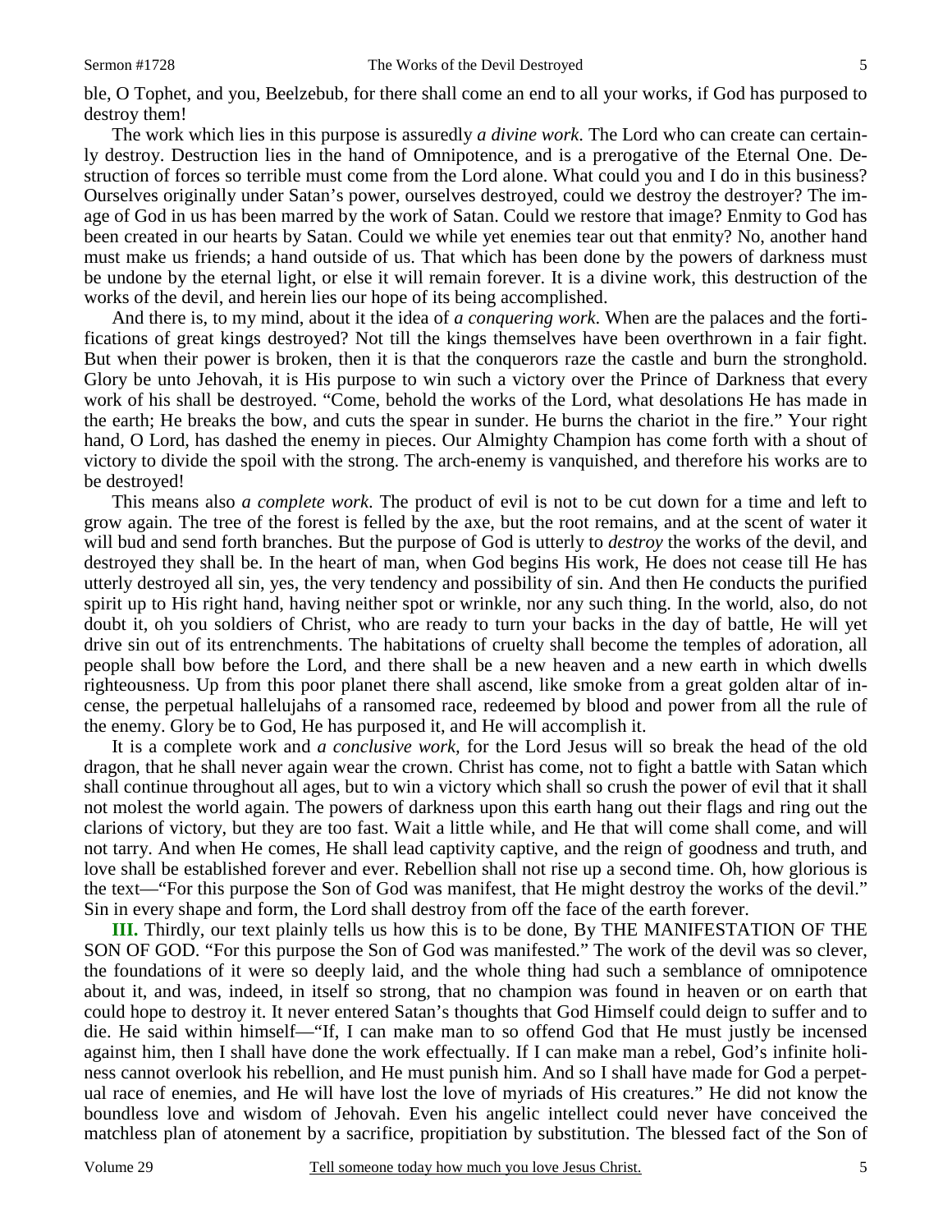ble, O Tophet, and you, Beelzebub, for there shall come an end to all your works, if God has purposed to destroy them!

The work which lies in this purpose is assuredly *a divine work*. The Lord who can create can certainly destroy. Destruction lies in the hand of Omnipotence, and is a prerogative of the Eternal One. Destruction of forces so terrible must come from the Lord alone. What could you and I do in this business? Ourselves originally under Satan's power, ourselves destroyed, could we destroy the destroyer? The image of God in us has been marred by the work of Satan. Could we restore that image? Enmity to God has been created in our hearts by Satan. Could we while yet enemies tear out that enmity? No, another hand must make us friends; a hand outside of us. That which has been done by the powers of darkness must be undone by the eternal light, or else it will remain forever. It is a divine work, this destruction of the works of the devil, and herein lies our hope of its being accomplished.

And there is, to my mind, about it the idea of *a conquering work*. When are the palaces and the fortifications of great kings destroyed? Not till the kings themselves have been overthrown in a fair fight. But when their power is broken, then it is that the conquerors raze the castle and burn the stronghold. Glory be unto Jehovah, it is His purpose to win such a victory over the Prince of Darkness that every work of his shall be destroyed. "Come, behold the works of the Lord, what desolations He has made in the earth; He breaks the bow, and cuts the spear in sunder. He burns the chariot in the fire." Your right hand, O Lord, has dashed the enemy in pieces. Our Almighty Champion has come forth with a shout of victory to divide the spoil with the strong. The arch-enemy is vanquished, and therefore his works are to be destroyed!

This means also *a complete work*. The product of evil is not to be cut down for a time and left to grow again. The tree of the forest is felled by the axe, but the root remains, and at the scent of water it will bud and send forth branches. But the purpose of God is utterly to *destroy* the works of the devil, and destroyed they shall be. In the heart of man, when God begins His work, He does not cease till He has utterly destroyed all sin, yes, the very tendency and possibility of sin. And then He conducts the purified spirit up to His right hand, having neither spot or wrinkle, nor any such thing. In the world, also, do not doubt it, oh you soldiers of Christ, who are ready to turn your backs in the day of battle, He will yet drive sin out of its entrenchments. The habitations of cruelty shall become the temples of adoration, all people shall bow before the Lord, and there shall be a new heaven and a new earth in which dwells righteousness. Up from this poor planet there shall ascend, like smoke from a great golden altar of incense, the perpetual hallelujahs of a ransomed race, redeemed by blood and power from all the rule of the enemy. Glory be to God, He has purposed it, and He will accomplish it.

It is a complete work and *a conclusive work*, for the Lord Jesus will so break the head of the old dragon, that he shall never again wear the crown. Christ has come, not to fight a battle with Satan which shall continue throughout all ages, but to win a victory which shall so crush the power of evil that it shall not molest the world again. The powers of darkness upon this earth hang out their flags and ring out the clarions of victory, but they are too fast. Wait a little while, and He that will come shall come, and will not tarry. And when He comes, He shall lead captivity captive, and the reign of goodness and truth, and love shall be established forever and ever. Rebellion shall not rise up a second time. Oh, how glorious is the text—"For this purpose the Son of God was manifest, that He might destroy the works of the devil." Sin in every shape and form, the Lord shall destroy from off the face of the earth forever.

**III.** Thirdly, our text plainly tells us how this is to be done, By THE MANIFESTATION OF THE SON OF GOD. "For this purpose the Son of God was manifested." The work of the devil was so clever, the foundations of it were so deeply laid, and the whole thing had such a semblance of omnipotence about it, and was, indeed, in itself so strong, that no champion was found in heaven or on earth that could hope to destroy it. It never entered Satan's thoughts that God Himself could deign to suffer and to die. He said within himself—"If, I can make man to so offend God that He must justly be incensed against him, then I shall have done the work effectually. If I can make man a rebel, God's infinite holiness cannot overlook his rebellion, and He must punish him. And so I shall have made for God a perpetual race of enemies, and He will have lost the love of myriads of His creatures." He did not know the boundless love and wisdom of Jehovah. Even his angelic intellect could never have conceived the matchless plan of atonement by a sacrifice, propitiation by substitution. The blessed fact of the Son of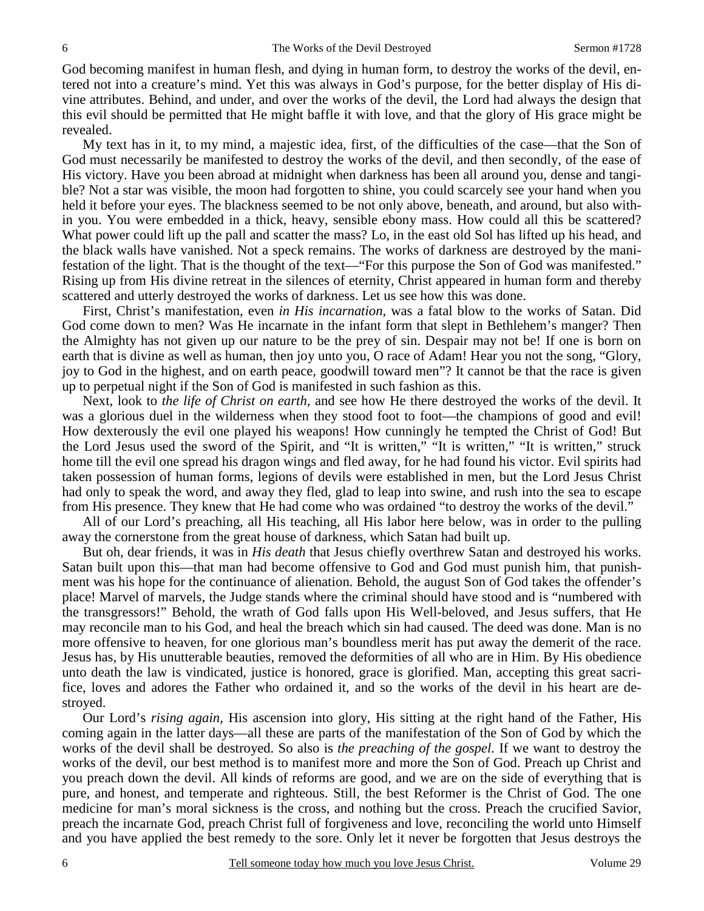God becoming manifest in human flesh, and dying in human form, to destroy the works of the devil, entered not into a creature's mind. Yet this was always in God's purpose, for the better display of His divine attributes. Behind, and under, and over the works of the devil, the Lord had always the design that this evil should be permitted that He might baffle it with love, and that the glory of His grace might be revealed.

My text has in it, to my mind, a majestic idea, first, of the difficulties of the case—that the Son of God must necessarily be manifested to destroy the works of the devil, and then secondly, of the ease of His victory. Have you been abroad at midnight when darkness has been all around you, dense and tangible? Not a star was visible, the moon had forgotten to shine, you could scarcely see your hand when you held it before your eyes. The blackness seemed to be not only above, beneath, and around, but also within you. You were embedded in a thick, heavy, sensible ebony mass. How could all this be scattered? What power could lift up the pall and scatter the mass? Lo, in the east old Sol has lifted up his head, and the black walls have vanished. Not a speck remains. The works of darkness are destroyed by the manifestation of the light. That is the thought of the text—"For this purpose the Son of God was manifested." Rising up from His divine retreat in the silences of eternity, Christ appeared in human form and thereby scattered and utterly destroyed the works of darkness. Let us see how this was done.

First, Christ's manifestation, even *in His incarnation*, was a fatal blow to the works of Satan. Did God come down to men? Was He incarnate in the infant form that slept in Bethlehem's manger? Then the Almighty has not given up our nature to be the prey of sin. Despair may not be! If one is born on earth that is divine as well as human, then joy unto you, O race of Adam! Hear you not the song, "Glory, joy to God in the highest, and on earth peace, goodwill toward men"? It cannot be that the race is given up to perpetual night if the Son of God is manifested in such fashion as this.

Next, look to *the life of Christ on earth,* and see how He there destroyed the works of the devil. It was a glorious duel in the wilderness when they stood foot to foot—the champions of good and evil! How dexterously the evil one played his weapons! How cunningly he tempted the Christ of God! But the Lord Jesus used the sword of the Spirit, and "It is written," "It is written," "It is written," struck home till the evil one spread his dragon wings and fled away, for he had found his victor. Evil spirits had taken possession of human forms, legions of devils were established in men, but the Lord Jesus Christ had only to speak the word, and away they fled, glad to leap into swine, and rush into the sea to escape from His presence. They knew that He had come who was ordained "to destroy the works of the devil."

All of our Lord's preaching, all His teaching, all His labor here below, was in order to the pulling away the cornerstone from the great house of darkness, which Satan had built up.

But oh, dear friends, it was in *His death* that Jesus chiefly overthrew Satan and destroyed his works. Satan built upon this—that man had become offensive to God and God must punish him, that punishment was his hope for the continuance of alienation. Behold, the august Son of God takes the offender's place! Marvel of marvels, the Judge stands where the criminal should have stood and is "numbered with the transgressors!" Behold, the wrath of God falls upon His Well-beloved, and Jesus suffers, that He may reconcile man to his God, and heal the breach which sin had caused. The deed was done. Man is no more offensive to heaven, for one glorious man's boundless merit has put away the demerit of the race. Jesus has, by His unutterable beauties, removed the deformities of all who are in Him. By His obedience unto death the law is vindicated, justice is honored, grace is glorified. Man, accepting this great sacrifice, loves and adores the Father who ordained it, and so the works of the devil in his heart are destroyed.

Our Lord's *rising again,* His ascension into glory, His sitting at the right hand of the Father, His coming again in the latter days—all these are parts of the manifestation of the Son of God by which the works of the devil shall be destroyed. So also is *the preaching of the gospel.* If we want to destroy the works of the devil, our best method is to manifest more and more the Son of God. Preach up Christ and you preach down the devil. All kinds of reforms are good, and we are on the side of everything that is pure, and honest, and temperate and righteous. Still, the best Reformer is the Christ of God. The one medicine for man's moral sickness is the cross, and nothing but the cross. Preach the crucified Savior, preach the incarnate God, preach Christ full of forgiveness and love, reconciling the world unto Himself and you have applied the best remedy to the sore. Only let it never be forgotten that Jesus destroys the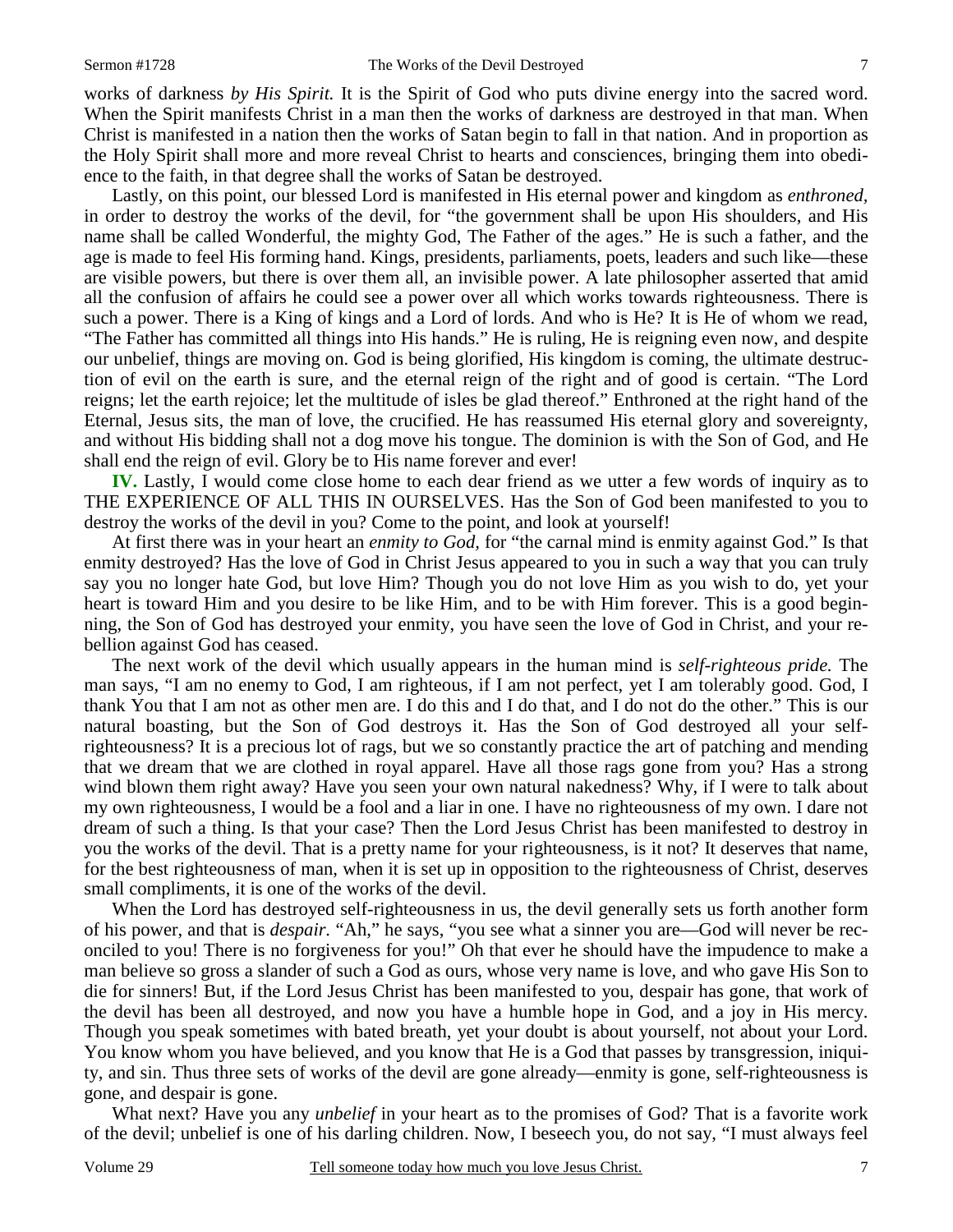works of darkness *by His Spirit.* It is the Spirit of God who puts divine energy into the sacred word. When the Spirit manifests Christ in a man then the works of darkness are destroyed in that man. When Christ is manifested in a nation then the works of Satan begin to fall in that nation. And in proportion as the Holy Spirit shall more and more reveal Christ to hearts and consciences, bringing them into obedience to the faith, in that degree shall the works of Satan be destroyed.

Lastly, on this point, our blessed Lord is manifested in His eternal power and kingdom as *enthroned*, in order to destroy the works of the devil, for "the government shall be upon His shoulders, and His name shall be called Wonderful, the mighty God, The Father of the ages." He is such a father, and the age is made to feel His forming hand. Kings, presidents, parliaments, poets, leaders and such like—these are visible powers, but there is over them all, an invisible power. A late philosopher asserted that amid all the confusion of affairs he could see a power over all which works towards righteousness. There is such a power. There is a King of kings and a Lord of lords. And who is He? It is He of whom we read, "The Father has committed all things into His hands." He is ruling, He is reigning even now, and despite our unbelief, things are moving on. God is being glorified, His kingdom is coming, the ultimate destruction of evil on the earth is sure, and the eternal reign of the right and of good is certain. "The Lord reigns; let the earth rejoice; let the multitude of isles be glad thereof." Enthroned at the right hand of the Eternal, Jesus sits, the man of love, the crucified. He has reassumed His eternal glory and sovereignty, and without His bidding shall not a dog move his tongue. The dominion is with the Son of God, and He shall end the reign of evil. Glory be to His name forever and ever!

**IV.** Lastly, I would come close home to each dear friend as we utter a few words of inquiry as to THE EXPERIENCE OF ALL THIS IN OURSELVES. Has the Son of God been manifested to you to destroy the works of the devil in you? Come to the point, and look at yourself!

At first there was in your heart an *enmity to God,* for "the carnal mind is enmity against God." Is that enmity destroyed? Has the love of God in Christ Jesus appeared to you in such a way that you can truly say you no longer hate God, but love Him? Though you do not love Him as you wish to do, yet your heart is toward Him and you desire to be like Him, and to be with Him forever. This is a good beginning, the Son of God has destroyed your enmity, you have seen the love of God in Christ, and your rebellion against God has ceased.

The next work of the devil which usually appears in the human mind is *self-righteous pride.* The man says, "I am no enemy to God, I am righteous, if I am not perfect, yet I am tolerably good. God, I thank You that I am not as other men are. I do this and I do that, and I do not do the other." This is our natural boasting, but the Son of God destroys it. Has the Son of God destroyed all your self-righteousness? It is a precious lot of rags, but we so constantly practice the art of patching and mending that we dream that we are clothed in royal apparel. Have all those rags gone from you? Has a strong wind blown them right away? Have you seen your own natural nakedness? Why, if I were to talk about my own righteousness, I would be a fool and a liar in one. I have no righteousness of my own. I dare not dream of such a thing. Is that your case? Then the Lord Jesus Christ has been manifested to destroy in you the works of the devil. That is a pretty name for your righteousness, is it not? It deserves that name, for the best righteousness of man, when it is set up in opposition to the righteousness of Christ, deserves small compliments, it is one of the works of the devil.

When the Lord has destroyed self-righteousness in us, the devil generally sets us forth another form of his power, and that is *despair.* "Ah," he says, "you see what a sinner you are—God will never be reconciled to you! There is no forgiveness for you!" Oh that ever he should have the impudence to make a man believe so gross a slander of such a God as ours, whose very name is love, and who gave His Son to die for sinners! But, if the Lord Jesus Christ has been manifested to you, despair has gone, that work of the devil has been all destroyed, and now you have a humble hope in God, and a joy in His mercy. Though you speak sometimes with bated breath, yet your doubt is about yourself, not about your Lord. You know whom you have believed, and you know that He is a God that passes by transgression, iniquity, and sin. Thus three sets of works of the devil are gone already—enmity is gone, self-righteousness is gone, and despair is gone.

What next? Have you any *unbelief* in your heart as to the promises of God? That is a favorite work of the devil; unbelief is one of his darling children. Now, I beseech you, do not say, "I must always feel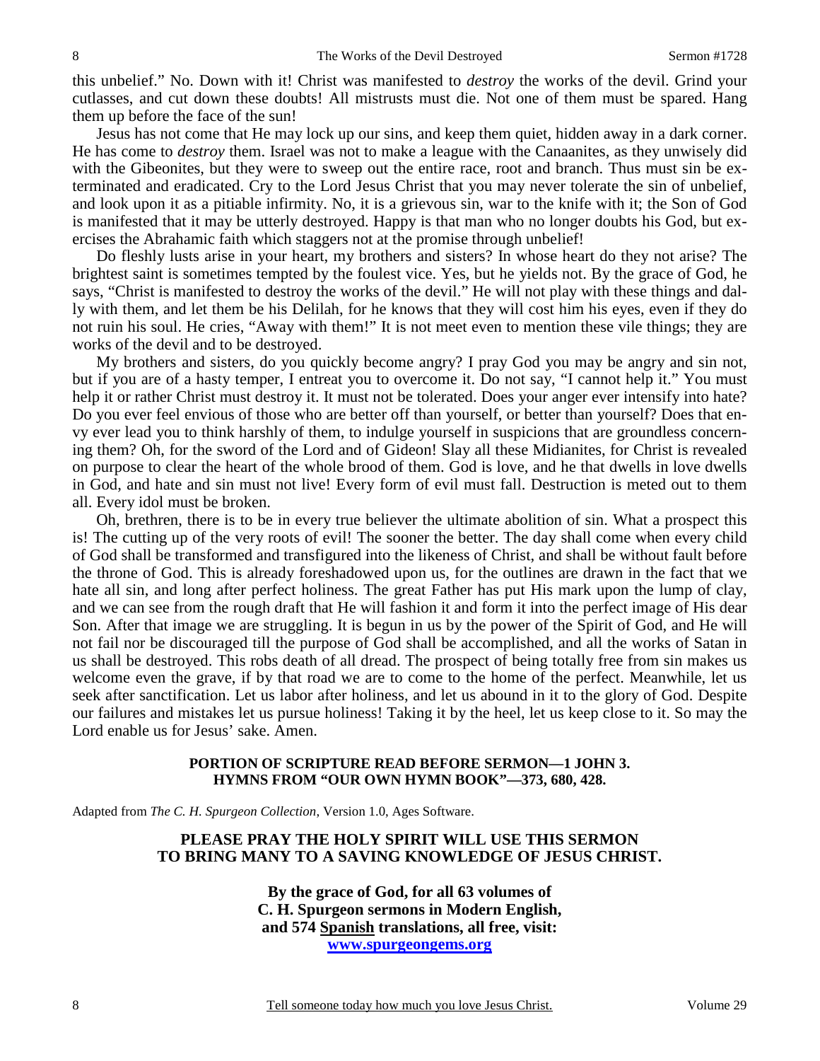this unbelief." No. Down with it! Christ was manifested to *destroy* the works of the devil. Grind your cutlasses, and cut down these doubts! All mistrusts must die. Not one of them must be spared. Hang them up before the face of the sun!

Jesus has not come that He may lock up our sins, and keep them quiet, hidden away in a dark corner. He has come to *destroy* them. Israel was not to make a league with the Canaanites, as they unwisely did with the Gibeonites, but they were to sweep out the entire race, root and branch. Thus must sin be exterminated and eradicated. Cry to the Lord Jesus Christ that you may never tolerate the sin of unbelief, and look upon it as a pitiable infirmity. No, it is a grievous sin, war to the knife with it; the Son of God is manifested that it may be utterly destroyed. Happy is that man who no longer doubts his God, but exercises the Abrahamic faith which staggers not at the promise through unbelief!

Do fleshly lusts arise in your heart, my brothers and sisters? In whose heart do they not arise? The brightest saint is sometimes tempted by the foulest vice. Yes, but he yields not. By the grace of God, he says, "Christ is manifested to destroy the works of the devil." He will not play with these things and dally with them, and let them be his Delilah, for he knows that they will cost him his eyes, even if they do not ruin his soul. He cries, "Away with them!" It is not meet even to mention these vile things; they are works of the devil and to be destroyed.

My brothers and sisters, do you quickly become angry? I pray God you may be angry and sin not, but if you are of a hasty temper, I entreat you to overcome it. Do not say, "I cannot help it." You must help it or rather Christ must destroy it. It must not be tolerated. Does your anger ever intensify into hate? Do you ever feel envious of those who are better off than yourself, or better than yourself? Does that envy ever lead you to think harshly of them, to indulge yourself in suspicions that are groundless concerning them? Oh, for the sword of the Lord and of Gideon! Slay all these Midianites, for Christ is revealed on purpose to clear the heart of the whole brood of them. God is love, and he that dwells in love dwells in God, and hate and sin must not live! Every form of evil must fall. Destruction is meted out to them all. Every idol must be broken.

Oh, brethren, there is to be in every true believer the ultimate abolition of sin. What a prospect this is! The cutting up of the very roots of evil! The sooner the better. The day shall come when every child of God shall be transformed and transfigured into the likeness of Christ, and shall be without fault before the throne of God. This is already foreshadowed upon us, for the outlines are drawn in the fact that we hate all sin, and long after perfect holiness. The great Father has put His mark upon the lump of clay, and we can see from the rough draft that He will fashion it and form it into the perfect image of His dear Son. After that image we are struggling. It is begun in us by the power of the Spirit of God, and He will not fail nor be discouraged till the purpose of God shall be accomplished, and all the works of Satan in us shall be destroyed. This robs death of all dread. The prospect of being totally free from sin makes us welcome even the grave, if by that road we are to come to the home of the perfect. Meanwhile, let us seek after sanctification. Let us labor after holiness, and let us abound in it to the glory of God. Despite our failures and mistakes let us pursue holiness! Taking it by the heel, let us keep close to it. So may the Lord enable us for Jesus' sake. Amen.

**PORTION OF SCRIPTURE READ BEFORE SERMON—1 JOHN 3.**
**HYMNS FROM "OUR OWN HYMN BOOK"—373, 680, 428.**

Adapted from *The C. H. Spurgeon Collection*, Version 1.0, Ages Software.

**PLEASE PRAY THE HOLY SPIRIT WILL USE THIS SERMON TO BRING MANY TO A SAVING KNOWLEDGE OF JESUS CHRIST.**

**By the grace of God, for all 63 volumes of C. H. Spurgeon sermons in Modern English, and 574 Spanish translations, all free, visit: www.spurgeongems.org**